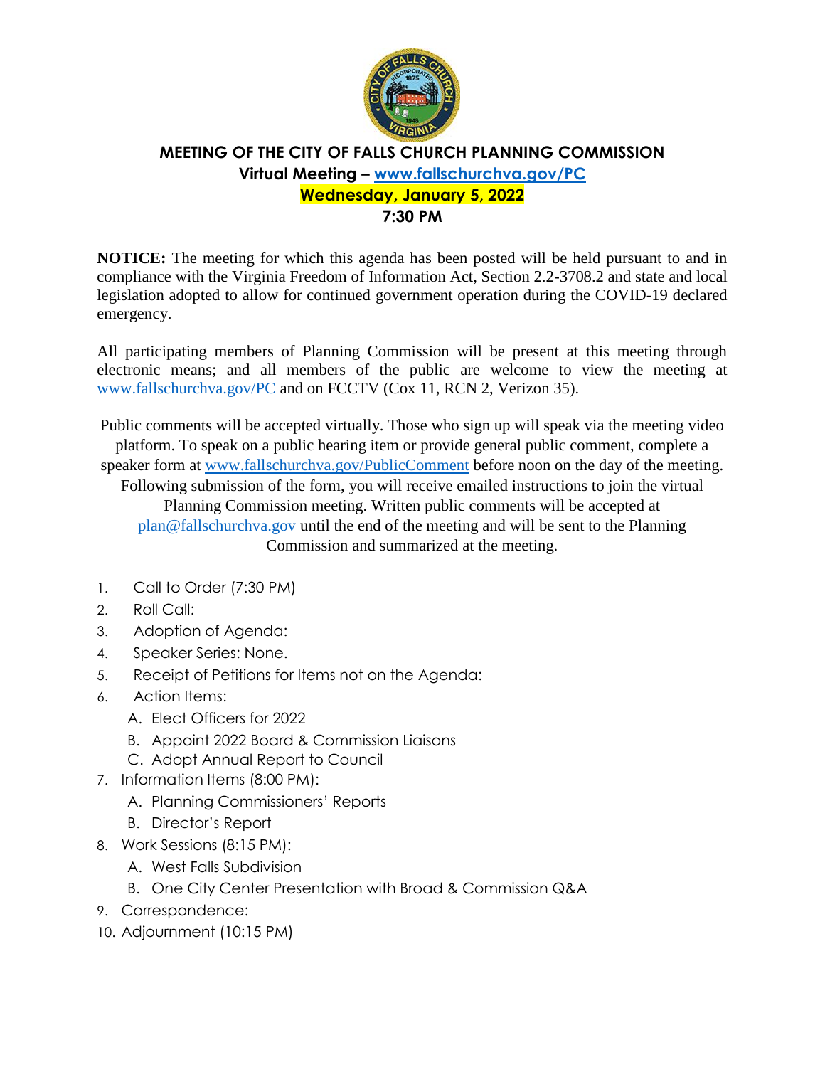# MEETING OF THE CITY OF FALLS CHURCH PLANNING COMMISSION

**Virtual Meeting – [www.fallschurchva.gov/PC](http://www.fallschurchva.gov/PC)**

**Wednesday, January 5, 2022**

**7:30 PM**

**NOTICE:** The meeting for which this agenda has been posted will be held pursuant to and in compliance with the Virginia Freedom of Information Act, Section 2.2-3708.2 and state and local legislation adopted to allow for continued government operation during the COVID-19 declared emergency.

All participating members of Planning Commission will be present at this meeting through electronic means; and all members of the public are welcome to view the meeting at [www.fallschurchva.gov/PC](http://www.fallschurchva.gov/PC) and on FCCTV (Cox 11, RCN 2, Verizon 35).

Public comments will be accepted virtually. Those who sign up will speak via the meeting video platform. To speak on a public hearing item or provide general public comment, complete a speaker form at [www.fallschurchva.gov/PublicComment](http://www.fallschurchva.gov/PublicComment) before noon on the day of the meeting. Following submission of the form, you will receive emailed instructions to join the virtual Planning Commission meeting. Written public comments will be accepted at [plan@fallschurchva.gov](mailto:plan@fallschurchva.gov) until the end of the meeting and will be sent to the Planning Commission and summarized at the meeting.

1. Call to Order (7:30 PM)
2. Roll Call:
3. Adoption of Agenda:
4. Speaker Series: None.
5. Receipt of Petitions for Items not on the Agenda:
6. Action Items:
   A. Elect Officers for 2022
   B. Appoint 2022 Board & Commission Liaisons
   C. Adopt Annual Report to Council
7. Information Items (8:00 PM):
   A. Planning Commissioners' Reports
   B. Director's Report
8. Work Sessions (8:15 PM):
   A. West Falls Subdivision
   B. One City Center Presentation with Broad & Commission Q&A
9. Correspondence:
10. Adjournment (10:15 PM)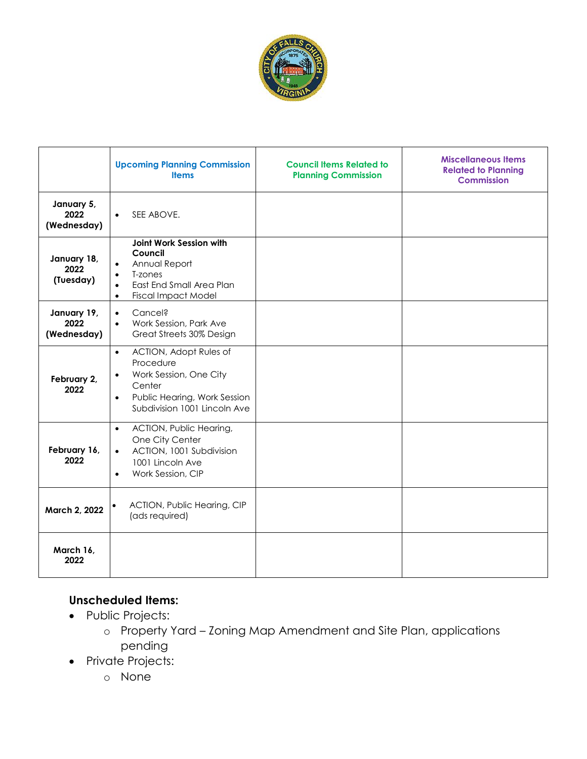| | Upcoming Planning Commission Items | Council Items Related to Planning Commission | Miscellaneous Items Related to Planning Commission |
|---|---|---|---|
| **January 5, 2022 (Wednesday)** | • SEE ABOVE. | | |
| **January 18, 2022 (Tuesday)** | **Joint Work Session with Council** • Annual Report • T-zones • East End Small Area Plan • Fiscal Impact Model | | |
| **January 19, 2022 (Wednesday)** | • Cancel? • Work Session, Park Ave Great Streets 30% Design | | |
| **February 2, 2022** | • ACTION, Adopt Rules of Procedure • Work Session, One City Center • Public Hearing, Work Session Subdivision 1001 Lincoln Ave | | |
| **February 16, 2022** | • ACTION, Public Hearing, One City Center • ACTION, 1001 Subdivision 1001 Lincoln Ave • Work Session, CIP | | |
| **March 2, 2022** | • ACTION, Public Hearing, CIP (ads required) | | |
| **March 16, 2022** | | | |

## Unscheduled Items:

- Public Projects:
  - Property Yard – Zoning Map Amendment and Site Plan, applications pending
- Private Projects:
  - None